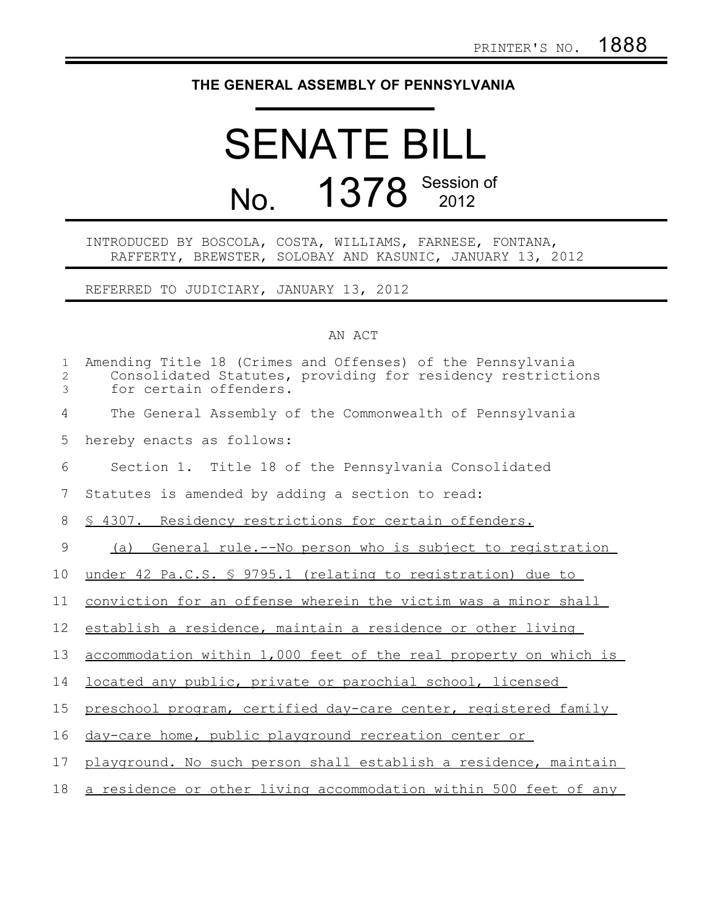PRINTER'S NO. 1888

**THE GENERAL ASSEMBLY OF PENNSYLVANIA**

# SENATE BILL

# No. 1378 Session of 2012

INTRODUCED BY BOSCOLA, COSTA, WILLIAMS, FARNESE, FONTANA, RAFFERTY, BREWSTER, SOLOBAY AND KASUNIC, JANUARY 13, 2012

REFERRED TO JUDICIARY, JANUARY 13, 2012

AN ACT

Amending Title 18 (Crimes and Offenses) of the Pennsylvania Consolidated Statutes, providing for residency restrictions for certain offenders.

The General Assembly of the Commonwealth of Pennsylvania hereby enacts as follows:

Section 1. Title 18 of the Pennsylvania Consolidated Statutes is amended by adding a section to read:

§ 4307. Residency restrictions for certain offenders.

(a) General rule.--No person who is subject to registration under 42 Pa.C.S. § 9795.1 (relating to registration) due to conviction for an offense wherein the victim was a minor shall establish a residence, maintain a residence or other living accommodation within 1,000 feet of the real property on which is located any public, private or parochial school, licensed preschool program, certified day-care center, registered family day-care home, public playground recreation center or playground. No such person shall establish a residence, maintain a residence or other living accommodation within 500 feet of any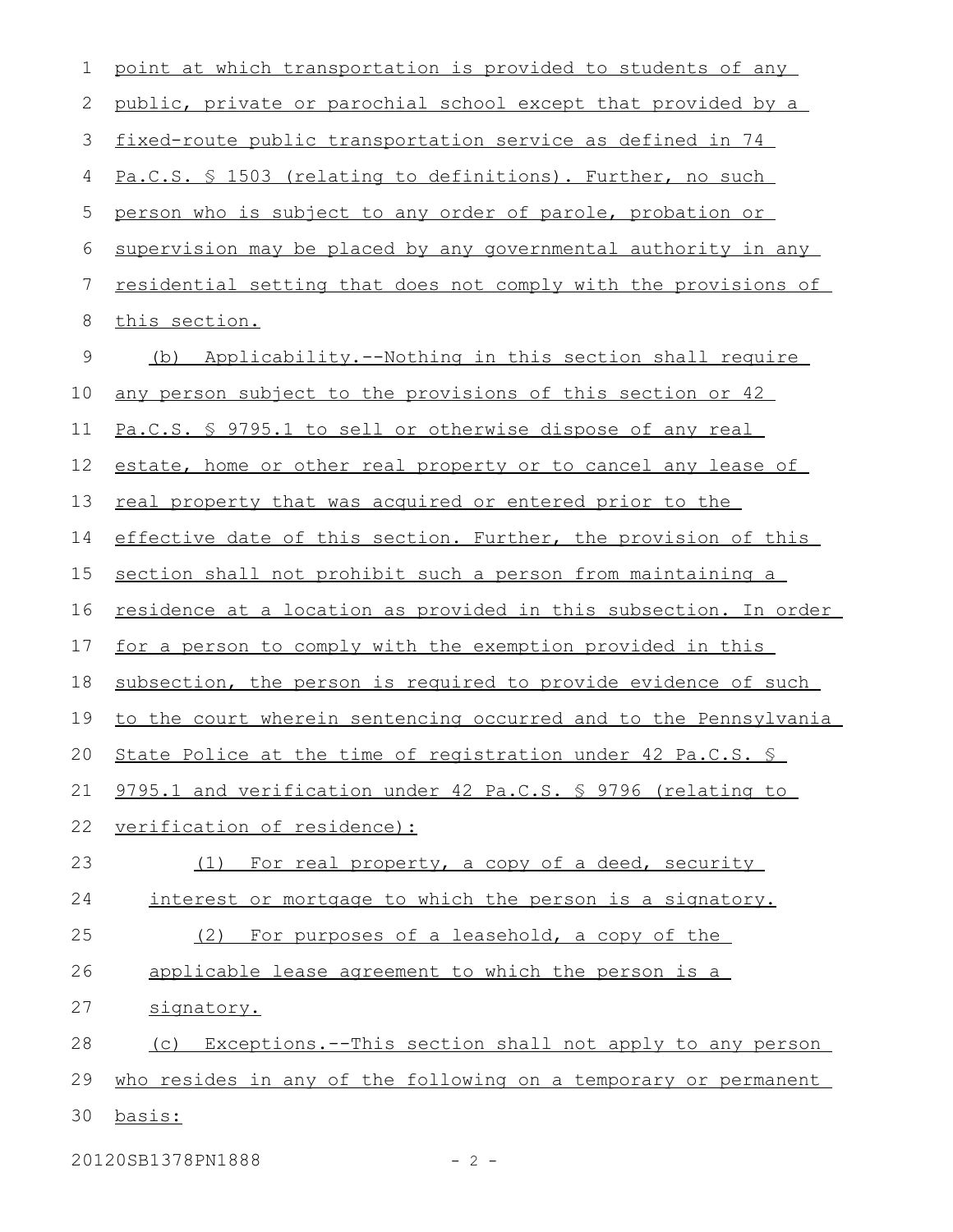point at which transportation is provided to students of any public, private or parochial school except that provided by a fixed-route public transportation service as defined in 74 Pa.C.S. § 1503 (relating to definitions). Further, no such person who is subject to any order of parole, probation or supervision may be placed by any governmental authority in any residential setting that does not comply with the provisions of this section.

(b) Applicability.--Nothing in this section shall require any person subject to the provisions of this section or 42 Pa.C.S. § 9795.1 to sell or otherwise dispose of any real estate, home or other real property or to cancel any lease of real property that was acquired or entered prior to the effective date of this section. Further, the provision of this section shall not prohibit such a person from maintaining a residence at a location as provided in this subsection. In order for a person to comply with the exemption provided in this subsection, the person is required to provide evidence of such to the court wherein sentencing occurred and to the Pennsylvania State Police at the time of registration under 42 Pa.C.S. § 9795.1 and verification under 42 Pa.C.S. § 9796 (relating to verification of residence):

(1) For real property, a copy of a deed, security interest or mortgage to which the person is a signatory.

(2) For purposes of a leasehold, a copy of the applicable lease agreement to which the person is a signatory.

(c) Exceptions.--This section shall not apply to any person who resides in any of the following on a temporary or permanent basis: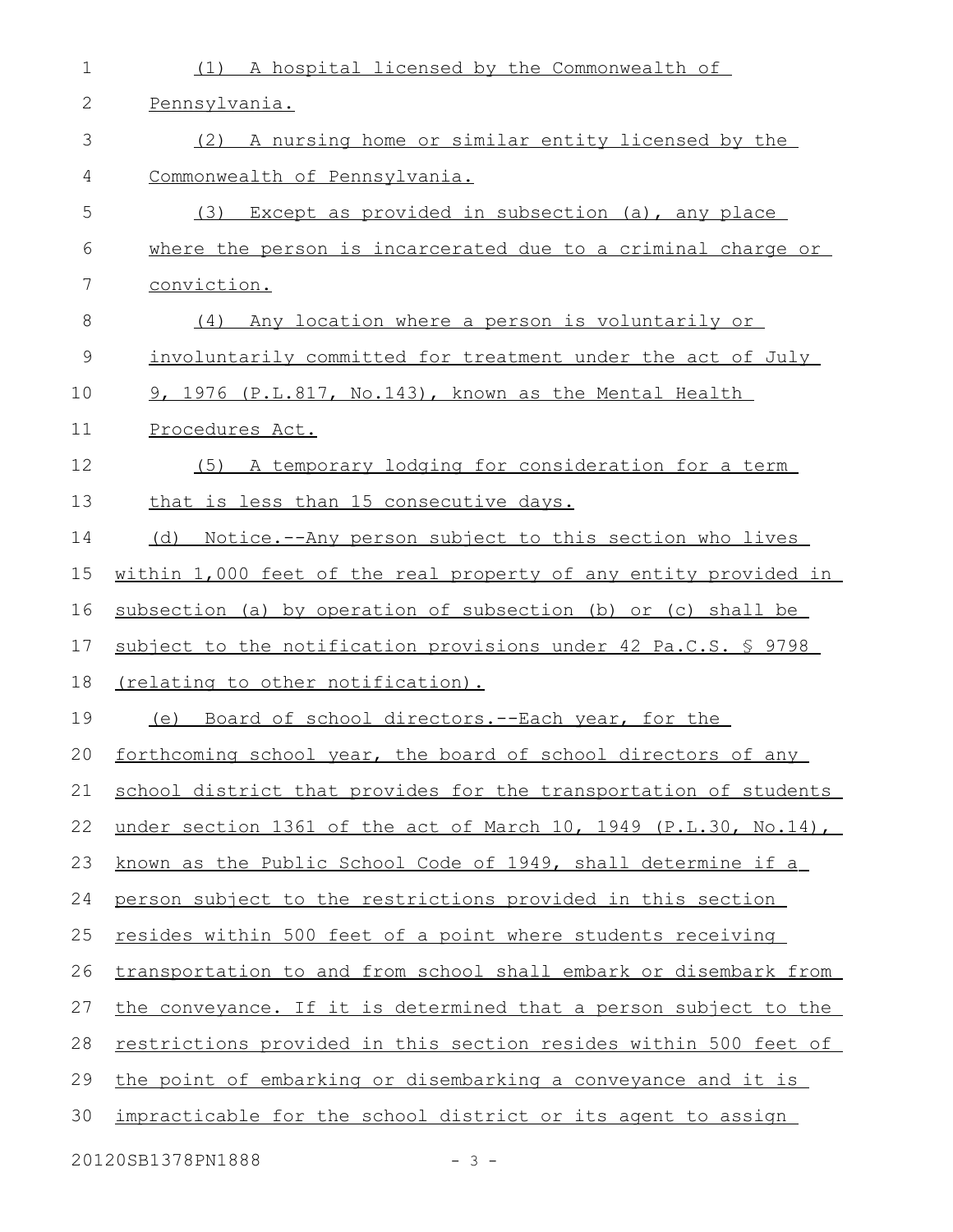(1) A hospital licensed by the Commonwealth of Pennsylvania.

(2) A nursing home or similar entity licensed by the Commonwealth of Pennsylvania.

(3) Except as provided in subsection (a), any place where the person is incarcerated due to a criminal charge or conviction.

(4) Any location where a person is voluntarily or involuntarily committed for treatment under the act of July 9, 1976 (P.L.817, No.143), known as the Mental Health Procedures Act.

(5) A temporary lodging for consideration for a term that is less than 15 consecutive days.

(d) Notice.--Any person subject to this section who lives within 1,000 feet of the real property of any entity provided in subsection (a) by operation of subsection (b) or (c) shall be subject to the notification provisions under 42 Pa.C.S. § 9798 (relating to other notification).

(e) Board of school directors.--Each year, for the forthcoming school year, the board of school directors of any school district that provides for the transportation of students under section 1361 of the act of March 10, 1949 (P.L.30, No.14), known as the Public School Code of 1949, shall determine if a person subject to the restrictions provided in this section resides within 500 feet of a point where students receiving transportation to and from school shall embark or disembark from the conveyance. If it is determined that a person subject to the restrictions provided in this section resides within 500 feet of the point of embarking or disembarking a conveyance and it is impracticable for the school district or its agent to assign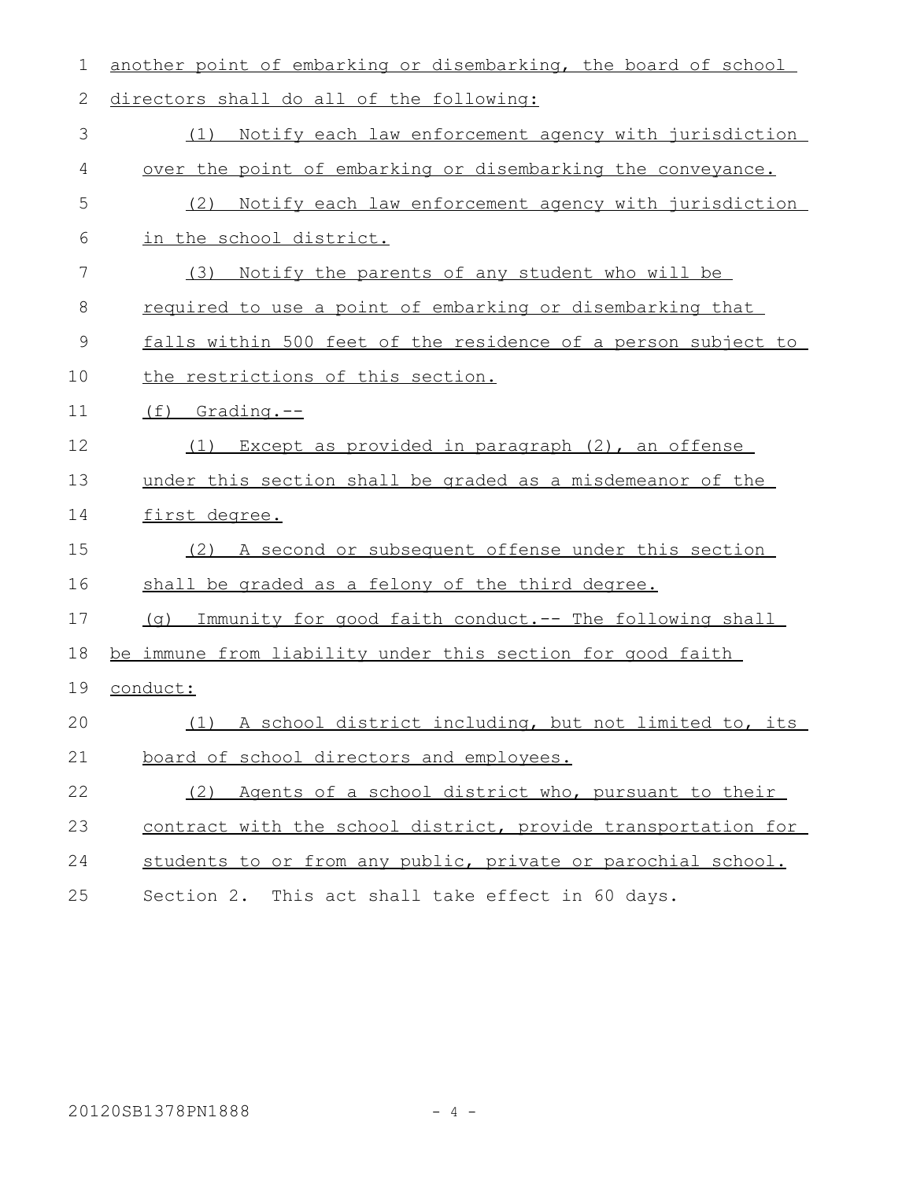another point of embarking or disembarking, the board of school directors shall do all of the following:

(1) Notify each law enforcement agency with jurisdiction over the point of embarking or disembarking the conveyance.

(2) Notify each law enforcement agency with jurisdiction in the school district.

(3) Notify the parents of any student who will be required to use a point of embarking or disembarking that falls within 500 feet of the residence of a person subject to the restrictions of this section.

(f) Grading.--

(1) Except as provided in paragraph (2), an offense under this section shall be graded as a misdemeanor of the first degree.

(2) A second or subsequent offense under this section shall be graded as a felony of the third degree.

(g) Immunity for good faith conduct.-- The following shall be immune from liability under this section for good faith conduct:

(1) A school district including, but not limited to, its board of school directors and employees.

(2) Agents of a school district who, pursuant to their contract with the school district, provide transportation for students to or from any public, private or parochial school.

Section 2. This act shall take effect in 60 days.